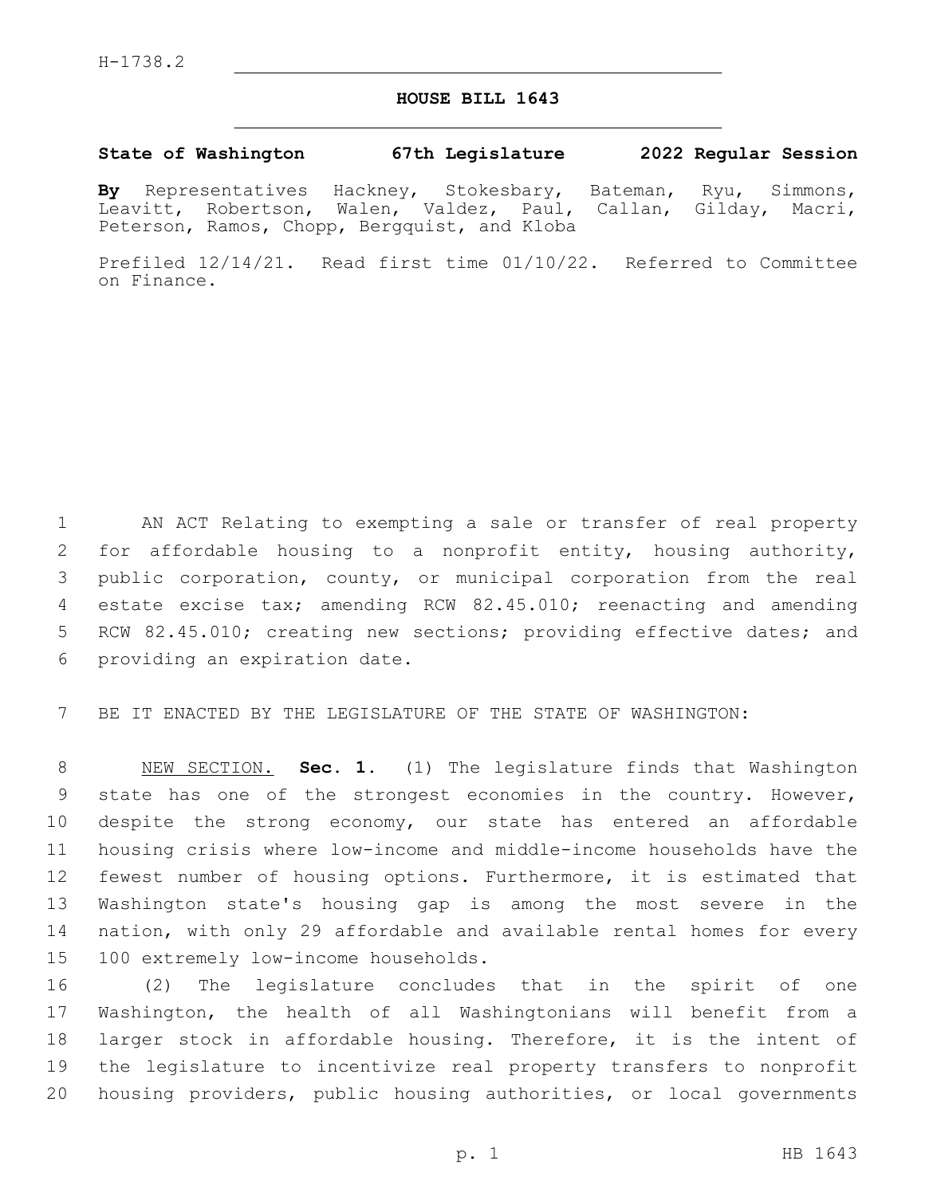H-1738.2

# HOUSE BILL 1643

**State of Washington 67th Legislature 2022 Regular Session**

**By** Representatives Hackney, Stokesbary, Bateman, Ryu, Simmons, Leavitt, Robertson, Walen, Valdez, Paul, Callan, Gilday, Macri, Peterson, Ramos, Chopp, Bergquist, and Kloba

Prefiled 12/14/21. Read first time 01/10/22. Referred to Committee on Finance.

AN ACT Relating to exempting a sale or transfer of real property for affordable housing to a nonprofit entity, housing authority, public corporation, county, or municipal corporation from the real estate excise tax; amending RCW 82.45.010; reenacting and amending RCW 82.45.010; creating new sections; providing effective dates; and providing an expiration date.

BE IT ENACTED BY THE LEGISLATURE OF THE STATE OF WASHINGTON:

NEW SECTION. **Sec. 1.** (1) The legislature finds that Washington state has one of the strongest economies in the country. However, despite the strong economy, our state has entered an affordable housing crisis where low-income and middle-income households have the fewest number of housing options. Furthermore, it is estimated that Washington state's housing gap is among the most severe in the nation, with only 29 affordable and available rental homes for every 100 extremely low-income households.

(2) The legislature concludes that in the spirit of one Washington, the health of all Washingtonians will benefit from a larger stock in affordable housing. Therefore, it is the intent of the legislature to incentivize real property transfers to nonprofit housing providers, public housing authorities, or local governments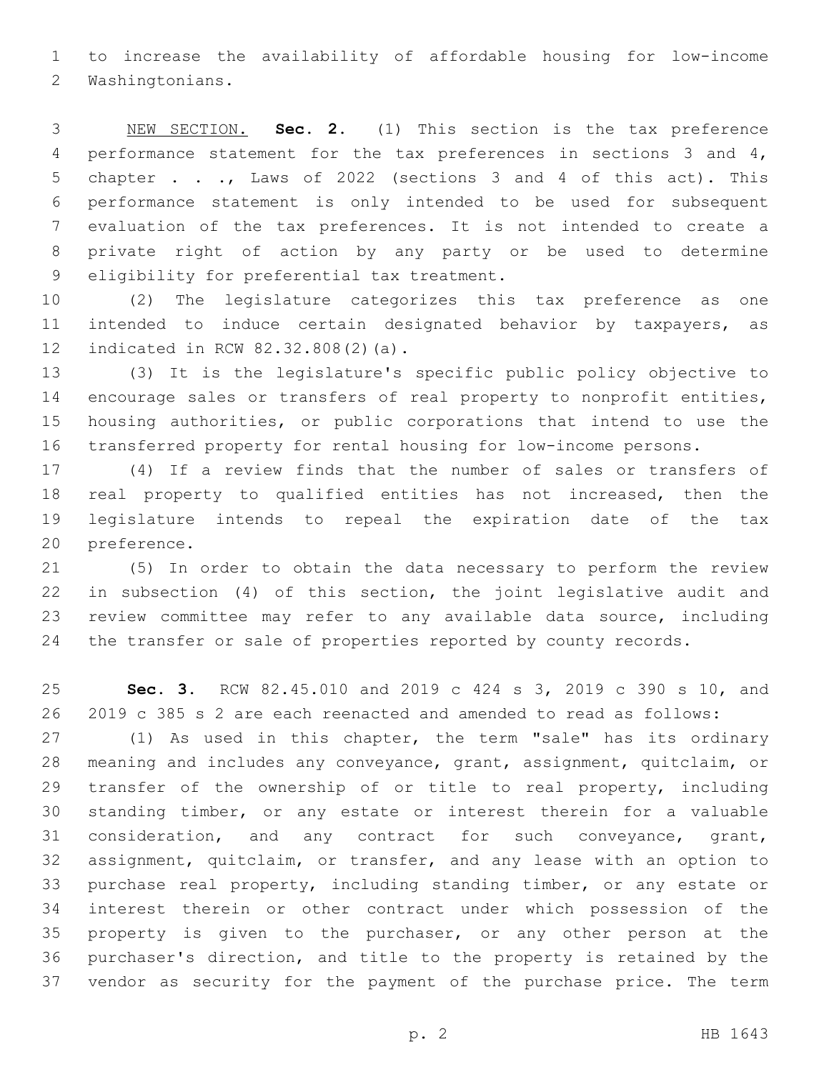to increase the availability of affordable housing for low-income Washingtonians.

NEW SECTION. **Sec. 2.** (1) This section is the tax preference performance statement for the tax preferences in sections 3 and 4, chapter . . ., Laws of 2022 (sections 3 and 4 of this act). This performance statement is only intended to be used for subsequent evaluation of the tax preferences. It is not intended to create a private right of action by any party or be used to determine eligibility for preferential tax treatment.

(2) The legislature categorizes this tax preference as one intended to induce certain designated behavior by taxpayers, as indicated in RCW 82.32.808(2)(a).

(3) It is the legislature's specific public policy objective to encourage sales or transfers of real property to nonprofit entities, housing authorities, or public corporations that intend to use the transferred property for rental housing for low-income persons.

(4) If a review finds that the number of sales or transfers of real property to qualified entities has not increased, then the legislature intends to repeal the expiration date of the tax preference.

(5) In order to obtain the data necessary to perform the review in subsection (4) of this section, the joint legislative audit and review committee may refer to any available data source, including the transfer or sale of properties reported by county records.

**Sec. 3.** RCW 82.45.010 and 2019 c 424 s 3, 2019 c 390 s 10, and 2019 c 385 s 2 are each reenacted and amended to read as follows:

(1) As used in this chapter, the term "sale" has its ordinary meaning and includes any conveyance, grant, assignment, quitclaim, or transfer of the ownership of or title to real property, including standing timber, or any estate or interest therein for a valuable consideration, and any contract for such conveyance, grant, assignment, quitclaim, or transfer, and any lease with an option to purchase real property, including standing timber, or any estate or interest therein or other contract under which possession of the property is given to the purchaser, or any other person at the purchaser's direction, and title to the property is retained by the vendor as security for the payment of the purchase price. The term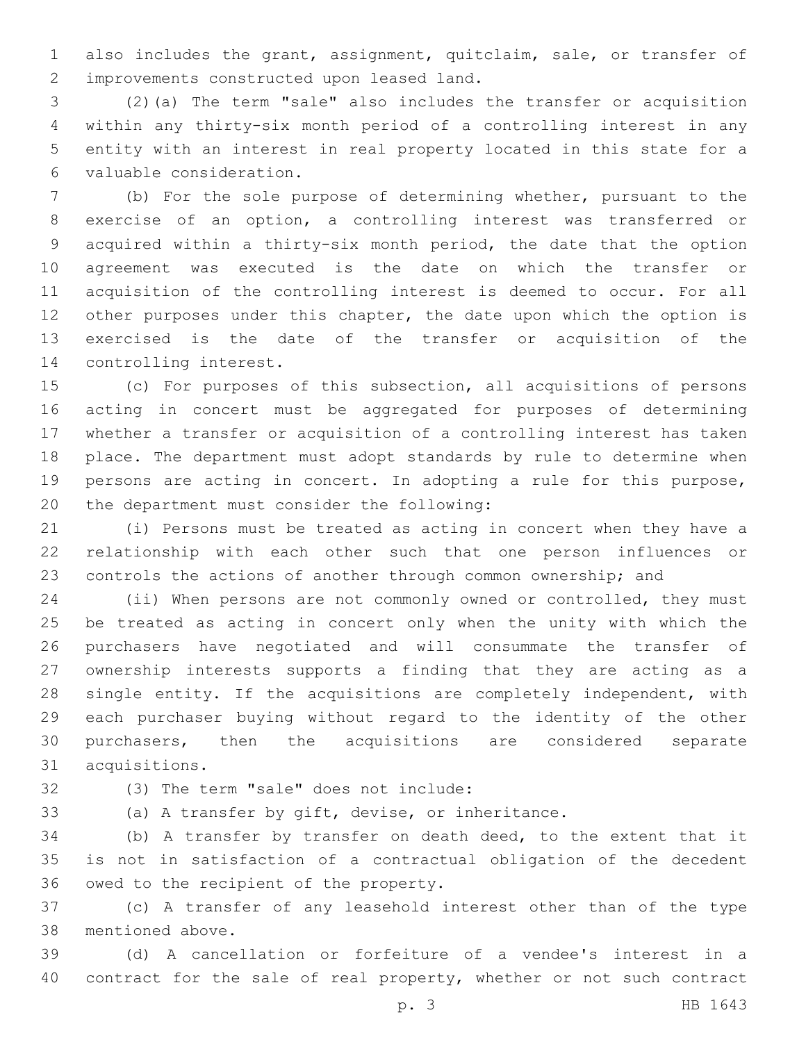also includes the grant, assignment, quitclaim, sale, or transfer of improvements constructed upon leased land.

(2)(a) The term "sale" also includes the transfer or acquisition within any thirty-six month period of a controlling interest in any entity with an interest in real property located in this state for a valuable consideration.

(b) For the sole purpose of determining whether, pursuant to the exercise of an option, a controlling interest was transferred or acquired within a thirty-six month period, the date that the option agreement was executed is the date on which the transfer or acquisition of the controlling interest is deemed to occur. For all other purposes under this chapter, the date upon which the option is exercised is the date of the transfer or acquisition of the controlling interest.

(c) For purposes of this subsection, all acquisitions of persons acting in concert must be aggregated for purposes of determining whether a transfer or acquisition of a controlling interest has taken place. The department must adopt standards by rule to determine when persons are acting in concert. In adopting a rule for this purpose, the department must consider the following:

(i) Persons must be treated as acting in concert when they have a relationship with each other such that one person influences or controls the actions of another through common ownership; and

(ii) When persons are not commonly owned or controlled, they must be treated as acting in concert only when the unity with which the purchasers have negotiated and will consummate the transfer of ownership interests supports a finding that they are acting as a single entity. If the acquisitions are completely independent, with each purchaser buying without regard to the identity of the other purchasers, then the acquisitions are considered separate acquisitions.

(3) The term "sale" does not include:

(a) A transfer by gift, devise, or inheritance.

(b) A transfer by transfer on death deed, to the extent that it is not in satisfaction of a contractual obligation of the decedent owed to the recipient of the property.

(c) A transfer of any leasehold interest other than of the type mentioned above.

(d) A cancellation or forfeiture of a vendee's interest in a contract for the sale of real property, whether or not such contract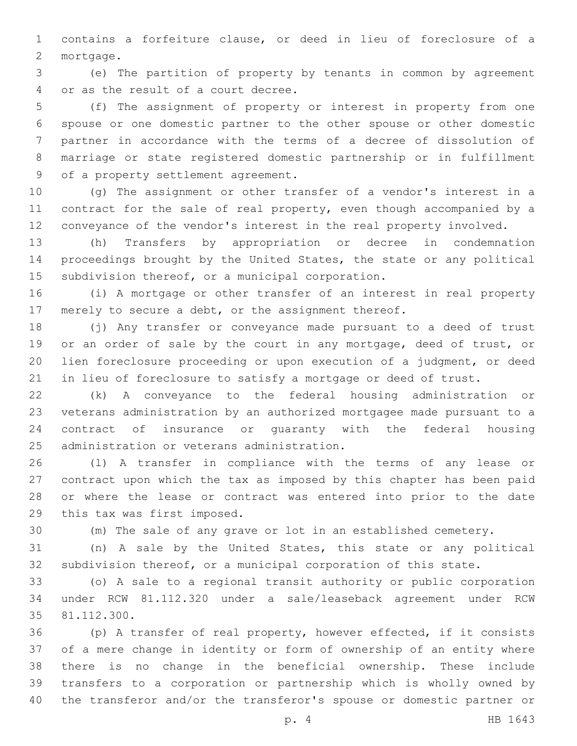contains a forfeiture clause, or deed in lieu of foreclosure of a mortgage.

(e) The partition of property by tenants in common by agreement or as the result of a court decree.

(f) The assignment of property or interest in property from one spouse or one domestic partner to the other spouse or other domestic partner in accordance with the terms of a decree of dissolution of marriage or state registered domestic partnership or in fulfillment of a property settlement agreement.

(g) The assignment or other transfer of a vendor's interest in a contract for the sale of real property, even though accompanied by a conveyance of the vendor's interest in the real property involved.

(h) Transfers by appropriation or decree in condemnation proceedings brought by the United States, the state or any political subdivision thereof, or a municipal corporation.

(i) A mortgage or other transfer of an interest in real property merely to secure a debt, or the assignment thereof.

(j) Any transfer or conveyance made pursuant to a deed of trust or an order of sale by the court in any mortgage, deed of trust, or lien foreclosure proceeding or upon execution of a judgment, or deed in lieu of foreclosure to satisfy a mortgage or deed of trust.

(k) A conveyance to the federal housing administration or veterans administration by an authorized mortgagee made pursuant to a contract of insurance or guaranty with the federal housing administration or veterans administration.

(l) A transfer in compliance with the terms of any lease or contract upon which the tax as imposed by this chapter has been paid or where the lease or contract was entered into prior to the date this tax was first imposed.

(m) The sale of any grave or lot in an established cemetery.

(n) A sale by the United States, this state or any political subdivision thereof, or a municipal corporation of this state.

(o) A sale to a regional transit authority or public corporation under RCW 81.112.320 under a sale/leaseback agreement under RCW 81.112.300.

(p) A transfer of real property, however effected, if it consists of a mere change in identity or form of ownership of an entity where there is no change in the beneficial ownership. These include transfers to a corporation or partnership which is wholly owned by the transferor and/or the transferor's spouse or domestic partner or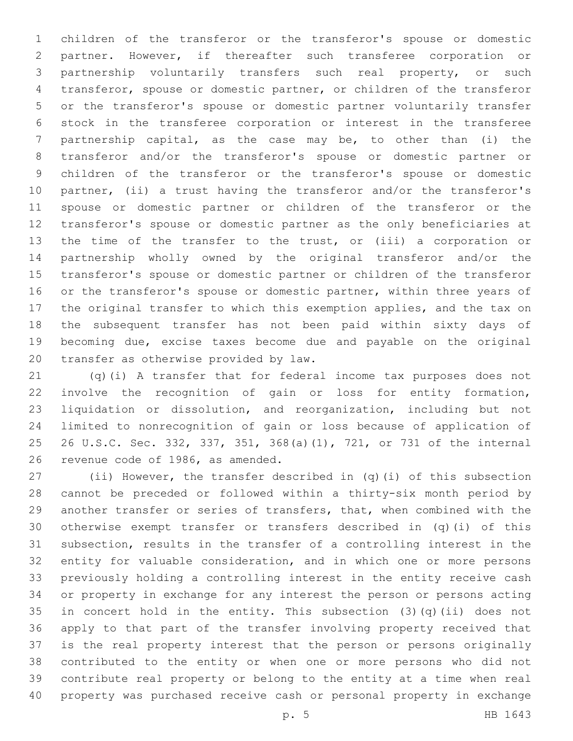children of the transferor or the transferor's spouse or domestic partner. However, if thereafter such transferee corporation or partnership voluntarily transfers such real property, or such transferor, spouse or domestic partner, or children of the transferor or the transferor's spouse or domestic partner voluntarily transfer stock in the transferee corporation or interest in the transferee partnership capital, as the case may be, to other than (i) the transferor and/or the transferor's spouse or domestic partner or children of the transferor or the transferor's spouse or domestic partner, (ii) a trust having the transferor and/or the transferor's spouse or domestic partner or children of the transferor or the transferor's spouse or domestic partner as the only beneficiaries at the time of the transfer to the trust, or (iii) a corporation or partnership wholly owned by the original transferor and/or the transferor's spouse or domestic partner or children of the transferor or the transferor's spouse or domestic partner, within three years of the original transfer to which this exemption applies, and the tax on the subsequent transfer has not been paid within sixty days of becoming due, excise taxes become due and payable on the original transfer as otherwise provided by law.

(q)(i) A transfer that for federal income tax purposes does not involve the recognition of gain or loss for entity formation, liquidation or dissolution, and reorganization, including but not limited to nonrecognition of gain or loss because of application of 26 U.S.C. Sec. 332, 337, 351, 368(a)(1), 721, or 731 of the internal revenue code of 1986, as amended.

(ii) However, the transfer described in (q)(i) of this subsection cannot be preceded or followed within a thirty-six month period by another transfer or series of transfers, that, when combined with the otherwise exempt transfer or transfers described in (q)(i) of this subsection, results in the transfer of a controlling interest in the entity for valuable consideration, and in which one or more persons previously holding a controlling interest in the entity receive cash or property in exchange for any interest the person or persons acting in concert hold in the entity. This subsection (3)(q)(ii) does not apply to that part of the transfer involving property received that is the real property interest that the person or persons originally contributed to the entity or when one or more persons who did not contribute real property or belong to the entity at a time when real property was purchased receive cash or personal property in exchange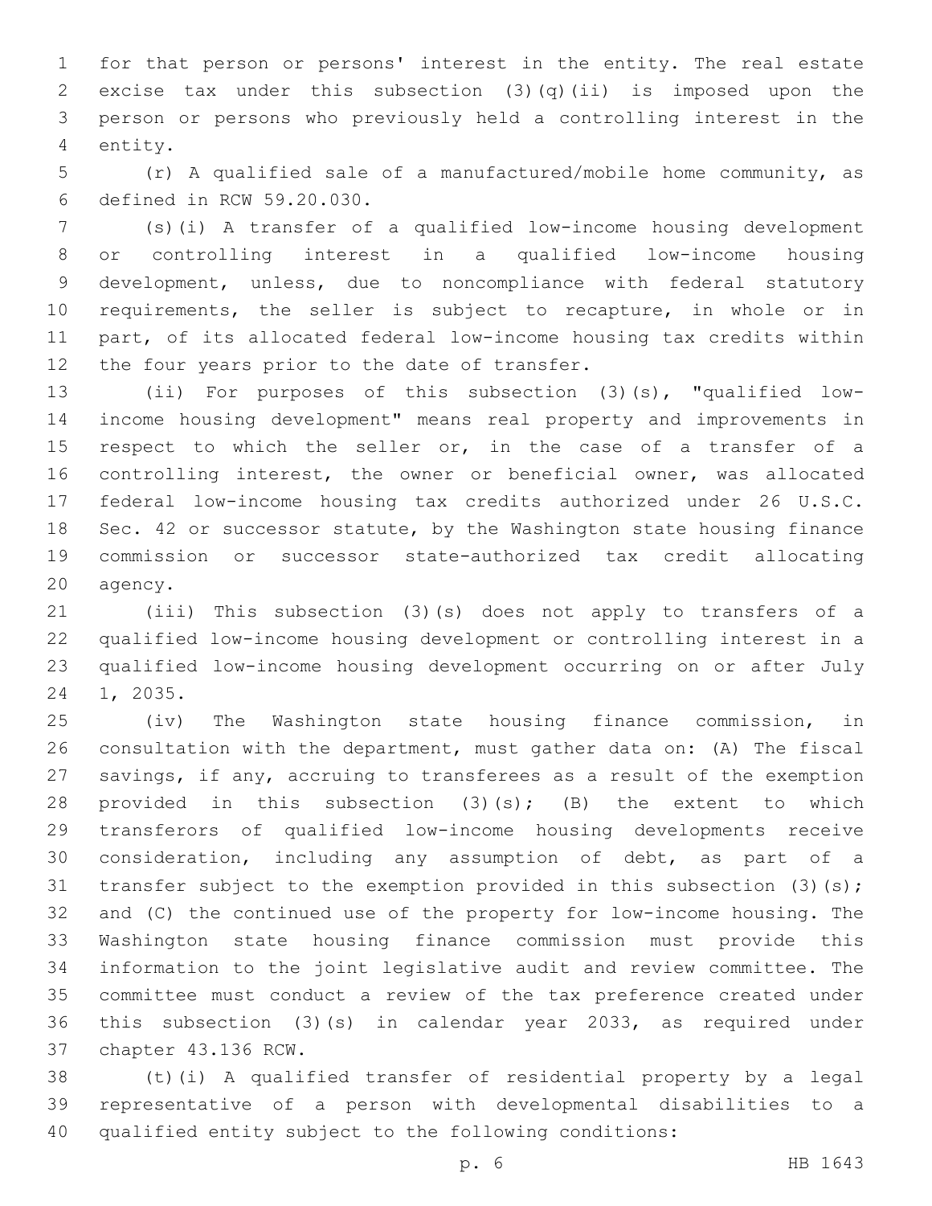for that person or persons' interest in the entity. The real estate excise tax under this subsection (3)(q)(ii) is imposed upon the person or persons who previously held a controlling interest in the entity.

(r) A qualified sale of a manufactured/mobile home community, as defined in RCW 59.20.030.

(s)(i) A transfer of a qualified low-income housing development or controlling interest in a qualified low-income housing development, unless, due to noncompliance with federal statutory requirements, the seller is subject to recapture, in whole or in part, of its allocated federal low-income housing tax credits within the four years prior to the date of transfer.

(ii) For purposes of this subsection (3)(s), "qualified low-income housing development" means real property and improvements in respect to which the seller or, in the case of a transfer of a controlling interest, the owner or beneficial owner, was allocated federal low-income housing tax credits authorized under 26 U.S.C. Sec. 42 or successor statute, by the Washington state housing finance commission or successor state-authorized tax credit allocating agency.

(iii) This subsection (3)(s) does not apply to transfers of a qualified low-income housing development or controlling interest in a qualified low-income housing development occurring on or after July 1, 2035.

(iv) The Washington state housing finance commission, in consultation with the department, must gather data on: (A) The fiscal savings, if any, accruing to transferees as a result of the exemption provided in this subsection (3)(s); (B) the extent to which transferors of qualified low-income housing developments receive consideration, including any assumption of debt, as part of a transfer subject to the exemption provided in this subsection (3)(s); and (C) the continued use of the property for low-income housing. The Washington state housing finance commission must provide this information to the joint legislative audit and review committee. The committee must conduct a review of the tax preference created under this subsection (3)(s) in calendar year 2033, as required under chapter 43.136 RCW.

(t)(i) A qualified transfer of residential property by a legal representative of a person with developmental disabilities to a qualified entity subject to the following conditions: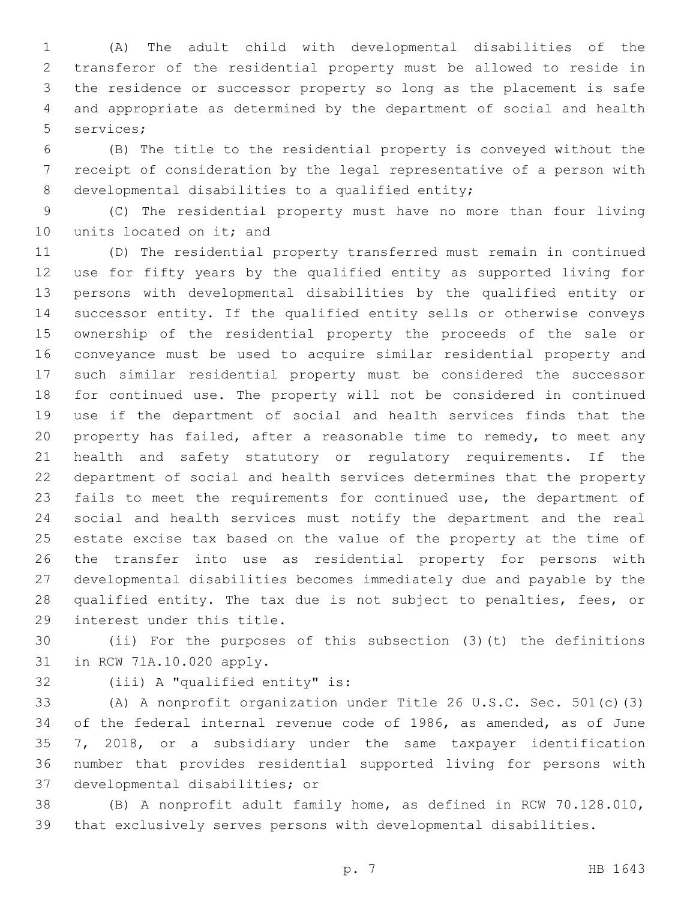(A) The adult child with developmental disabilities of the transferor of the residential property must be allowed to reside in the residence or successor property so long as the placement is safe and appropriate as determined by the department of social and health services;

(B) The title to the residential property is conveyed without the receipt of consideration by the legal representative of a person with developmental disabilities to a qualified entity;

(C) The residential property must have no more than four living units located on it; and

(D) The residential property transferred must remain in continued use for fifty years by the qualified entity as supported living for persons with developmental disabilities by the qualified entity or successor entity. If the qualified entity sells or otherwise conveys ownership of the residential property the proceeds of the sale or conveyance must be used to acquire similar residential property and such similar residential property must be considered the successor for continued use. The property will not be considered in continued use if the department of social and health services finds that the property has failed, after a reasonable time to remedy, to meet any health and safety statutory or regulatory requirements. If the department of social and health services determines that the property fails to meet the requirements for continued use, the department of social and health services must notify the department and the real estate excise tax based on the value of the property at the time of the transfer into use as residential property for persons with developmental disabilities becomes immediately due and payable by the qualified entity. The tax due is not subject to penalties, fees, or interest under this title.

(ii) For the purposes of this subsection (3)(t) the definitions in RCW 71A.10.020 apply.

(iii) A "qualified entity" is:

(A) A nonprofit organization under Title 26 U.S.C. Sec. 501(c)(3) of the federal internal revenue code of 1986, as amended, as of June 7, 2018, or a subsidiary under the same taxpayer identification number that provides residential supported living for persons with developmental disabilities; or

(B) A nonprofit adult family home, as defined in RCW 70.128.010, that exclusively serves persons with developmental disabilities.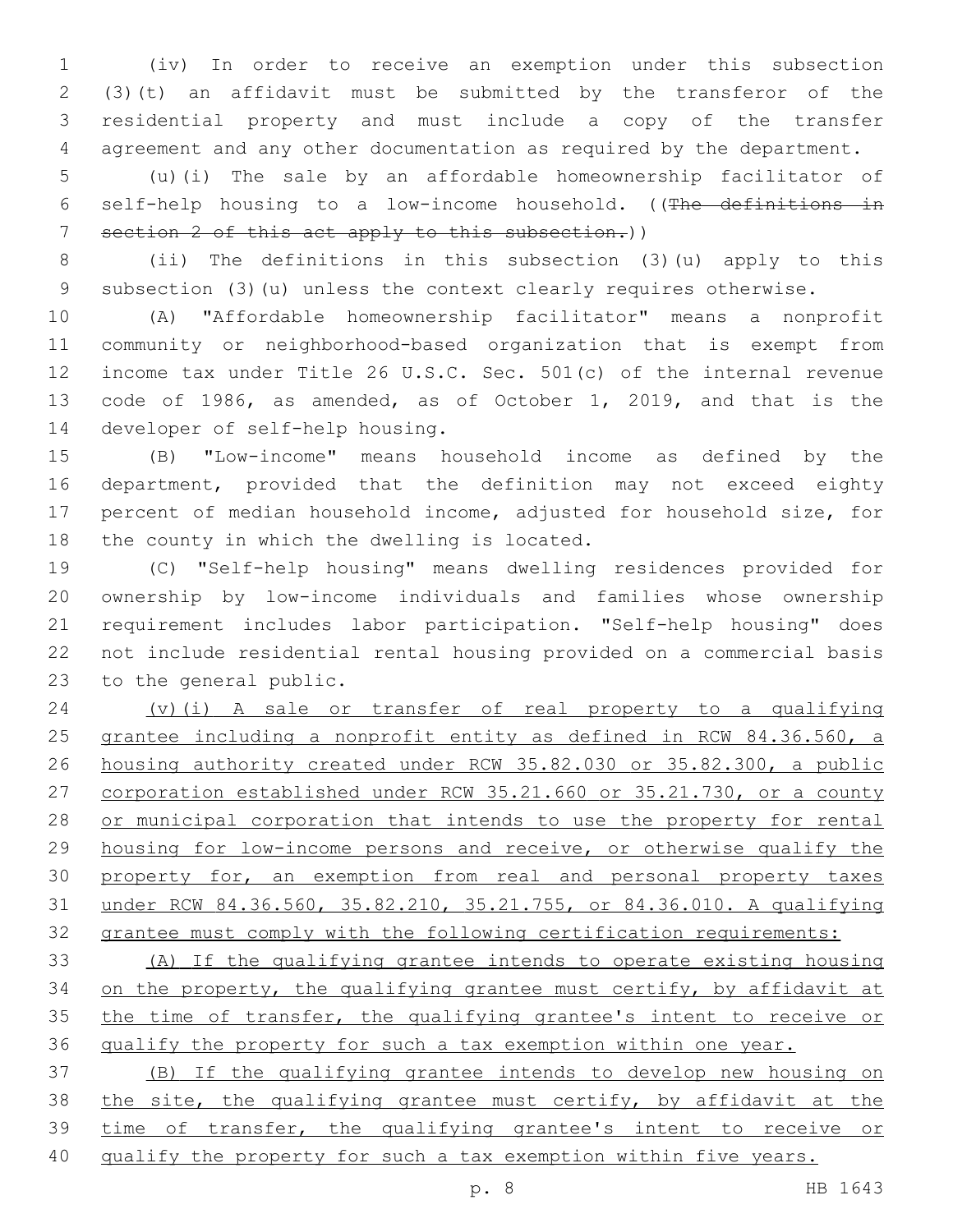(iv) In order to receive an exemption under this subsection (3)(t) an affidavit must be submitted by the transferor of the residential property and must include a copy of the transfer agreement and any other documentation as required by the department.

(u)(i) The sale by an affordable homeownership facilitator of self-help housing to a low-income household. ((~~The definitions in section 2 of this act apply to this subsection.~~))

(ii) The definitions in this subsection (3)(u) apply to this subsection (3)(u) unless the context clearly requires otherwise.

(A) "Affordable homeownership facilitator" means a nonprofit community or neighborhood-based organization that is exempt from income tax under Title 26 U.S.C. Sec. 501(c) of the internal revenue code of 1986, as amended, as of October 1, 2019, and that is the developer of self-help housing.

(B) "Low-income" means household income as defined by the department, provided that the definition may not exceed eighty percent of median household income, adjusted for household size, for the county in which the dwelling is located.

(C) "Self-help housing" means dwelling residences provided for ownership by low-income individuals and families whose ownership requirement includes labor participation. "Self-help housing" does not include residential rental housing provided on a commercial basis to the general public.

<u>(v)(i) A sale or transfer of real property to a qualifying grantee including a nonprofit entity as defined in RCW 84.36.560, a housing authority created under RCW 35.82.030 or 35.82.300, a public corporation established under RCW 35.21.660 or 35.21.730, or a county or municipal corporation that intends to use the property for rental housing for low-income persons and receive, or otherwise qualify the property for, an exemption from real and personal property taxes under RCW 84.36.560, 35.82.210, 35.21.755, or 84.36.010. A qualifying grantee must comply with the following certification requirements:</u>

<u>(A) If the qualifying grantee intends to operate existing housing on the property, the qualifying grantee must certify, by affidavit at the time of transfer, the qualifying grantee's intent to receive or qualify the property for such a tax exemption within one year.</u>

<u>(B) If the qualifying grantee intends to develop new housing on the site, the qualifying grantee must certify, by affidavit at the time of transfer, the qualifying grantee's intent to receive or qualify the property for such a tax exemption within five years.</u>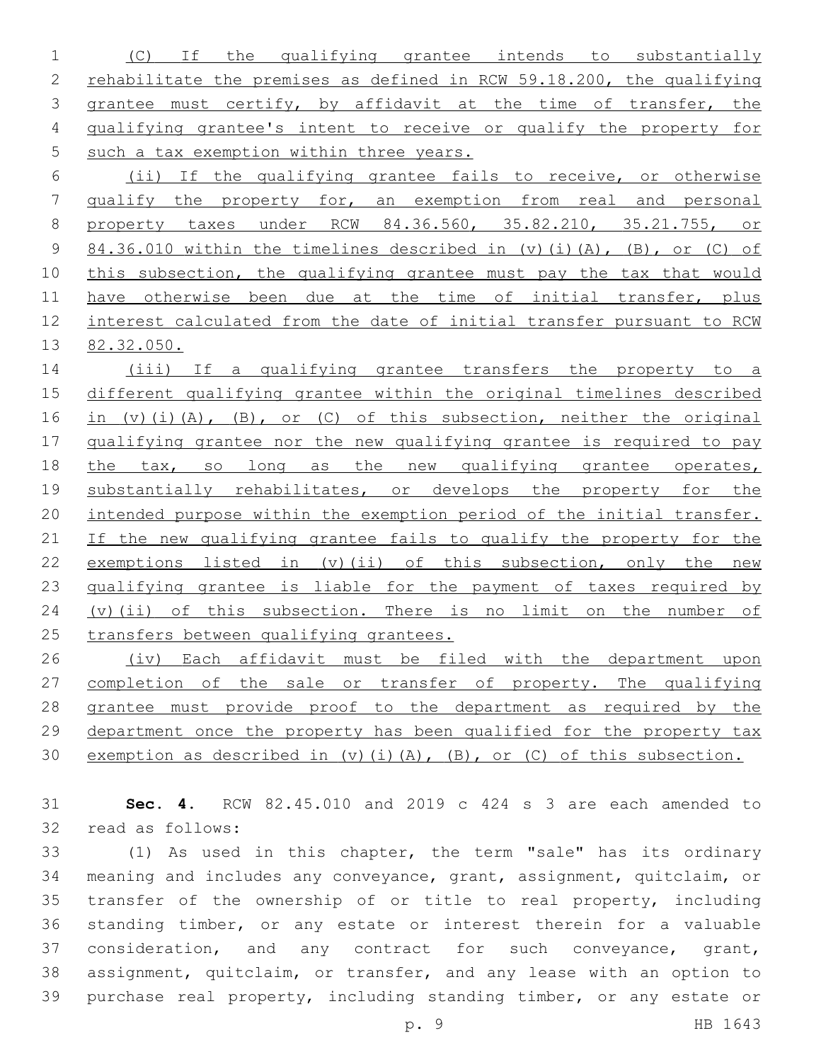(C) If the qualifying grantee intends to substantially rehabilitate the premises as defined in RCW 59.18.200, the qualifying grantee must certify, by affidavit at the time of transfer, the qualifying grantee's intent to receive or qualify the property for such a tax exemption within three years.

(ii) If the qualifying grantee fails to receive, or otherwise qualify the property for, an exemption from real and personal property taxes under RCW 84.36.560, 35.82.210, 35.21.755, or 84.36.010 within the timelines described in (v)(i)(A), (B), or (C) of this subsection, the qualifying grantee must pay the tax that would have otherwise been due at the time of initial transfer, plus interest calculated from the date of initial transfer pursuant to RCW 82.32.050.

(iii) If a qualifying grantee transfers the property to a different qualifying grantee within the original timelines described in (v)(i)(A), (B), or (C) of this subsection, neither the original qualifying grantee nor the new qualifying grantee is required to pay the tax, so long as the new qualifying grantee operates, substantially rehabilitates, or develops the property for the intended purpose within the exemption period of the initial transfer. If the new qualifying grantee fails to qualify the property for the exemptions listed in (v)(ii) of this subsection, only the new qualifying grantee is liable for the payment of taxes required by (v)(ii) of this subsection. There is no limit on the number of transfers between qualifying grantees.

(iv) Each affidavit must be filed with the department upon completion of the sale or transfer of property. The qualifying grantee must provide proof to the department as required by the department once the property has been qualified for the property tax exemption as described in (v)(i)(A), (B), or (C) of this subsection.

**Sec. 4.** RCW 82.45.010 and 2019 c 424 s 3 are each amended to read as follows:

(1) As used in this chapter, the term "sale" has its ordinary meaning and includes any conveyance, grant, assignment, quitclaim, or transfer of the ownership of or title to real property, including standing timber, or any estate or interest therein for a valuable consideration, and any contract for such conveyance, grant, assignment, quitclaim, or transfer, and any lease with an option to purchase real property, including standing timber, or any estate or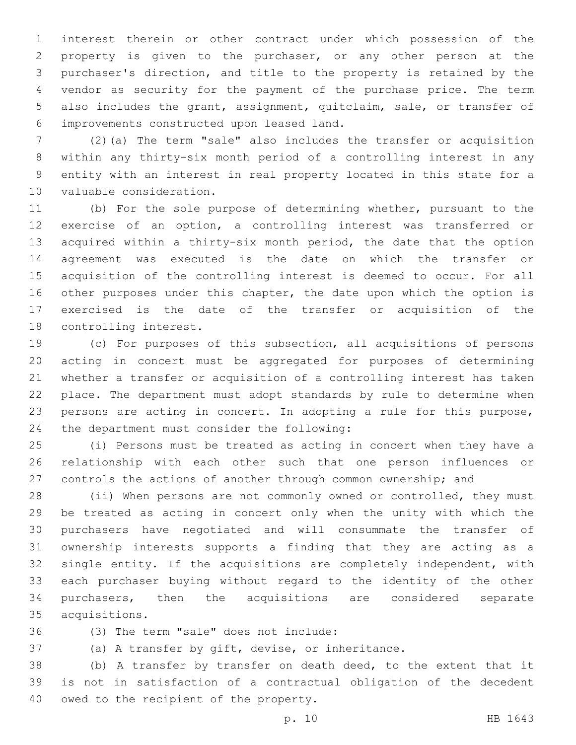interest therein or other contract under which possession of the property is given to the purchaser, or any other person at the purchaser's direction, and title to the property is retained by the vendor as security for the payment of the purchase price. The term also includes the grant, assignment, quitclaim, sale, or transfer of improvements constructed upon leased land.

(2)(a) The term "sale" also includes the transfer or acquisition within any thirty-six month period of a controlling interest in any entity with an interest in real property located in this state for a valuable consideration.

(b) For the sole purpose of determining whether, pursuant to the exercise of an option, a controlling interest was transferred or acquired within a thirty-six month period, the date that the option agreement was executed is the date on which the transfer or acquisition of the controlling interest is deemed to occur. For all other purposes under this chapter, the date upon which the option is exercised is the date of the transfer or acquisition of the controlling interest.

(c) For purposes of this subsection, all acquisitions of persons acting in concert must be aggregated for purposes of determining whether a transfer or acquisition of a controlling interest has taken place. The department must adopt standards by rule to determine when persons are acting in concert. In adopting a rule for this purpose, the department must consider the following:

(i) Persons must be treated as acting in concert when they have a relationship with each other such that one person influences or controls the actions of another through common ownership; and

(ii) When persons are not commonly owned or controlled, they must be treated as acting in concert only when the unity with which the purchasers have negotiated and will consummate the transfer of ownership interests supports a finding that they are acting as a single entity. If the acquisitions are completely independent, with each purchaser buying without regard to the identity of the other purchasers, then the acquisitions are considered separate acquisitions.

(3) The term "sale" does not include:

(a) A transfer by gift, devise, or inheritance.

(b) A transfer by transfer on death deed, to the extent that it is not in satisfaction of a contractual obligation of the decedent owed to the recipient of the property.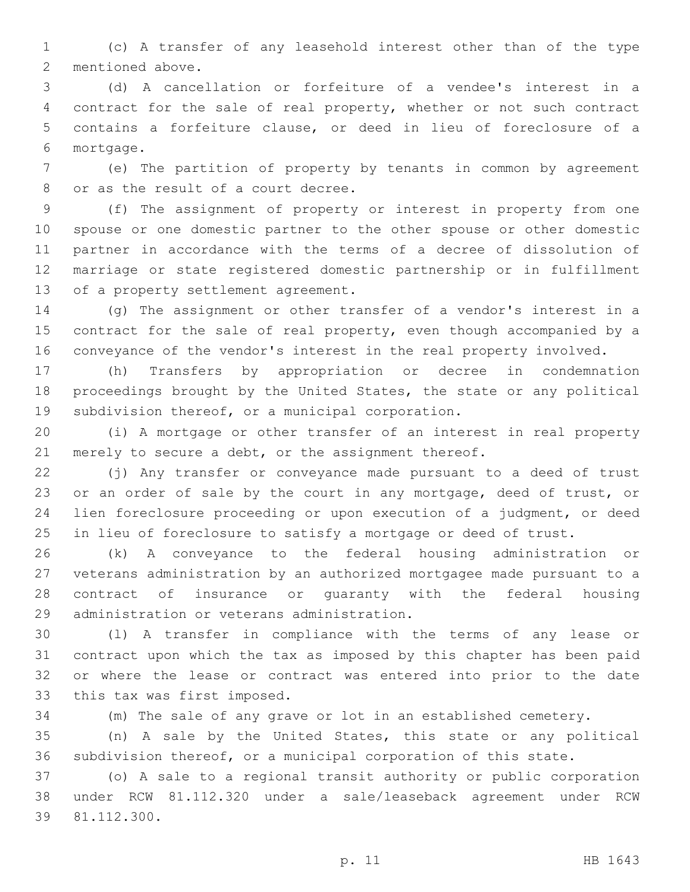(c) A transfer of any leasehold interest other than of the type mentioned above.

(d) A cancellation or forfeiture of a vendee's interest in a contract for the sale of real property, whether or not such contract contains a forfeiture clause, or deed in lieu of foreclosure of a mortgage.

(e) The partition of property by tenants in common by agreement or as the result of a court decree.

(f) The assignment of property or interest in property from one spouse or one domestic partner to the other spouse or other domestic partner in accordance with the terms of a decree of dissolution of marriage or state registered domestic partnership or in fulfillment of a property settlement agreement.

(g) The assignment or other transfer of a vendor's interest in a contract for the sale of real property, even though accompanied by a conveyance of the vendor's interest in the real property involved.

(h) Transfers by appropriation or decree in condemnation proceedings brought by the United States, the state or any political subdivision thereof, or a municipal corporation.

(i) A mortgage or other transfer of an interest in real property merely to secure a debt, or the assignment thereof.

(j) Any transfer or conveyance made pursuant to a deed of trust or an order of sale by the court in any mortgage, deed of trust, or lien foreclosure proceeding or upon execution of a judgment, or deed in lieu of foreclosure to satisfy a mortgage or deed of trust.

(k) A conveyance to the federal housing administration or veterans administration by an authorized mortgagee made pursuant to a contract of insurance or guaranty with the federal housing administration or veterans administration.

(l) A transfer in compliance with the terms of any lease or contract upon which the tax as imposed by this chapter has been paid or where the lease or contract was entered into prior to the date this tax was first imposed.

(m) The sale of any grave or lot in an established cemetery.

(n) A sale by the United States, this state or any political subdivision thereof, or a municipal corporation of this state.

(o) A sale to a regional transit authority or public corporation under RCW 81.112.320 under a sale/leaseback agreement under RCW 81.112.300.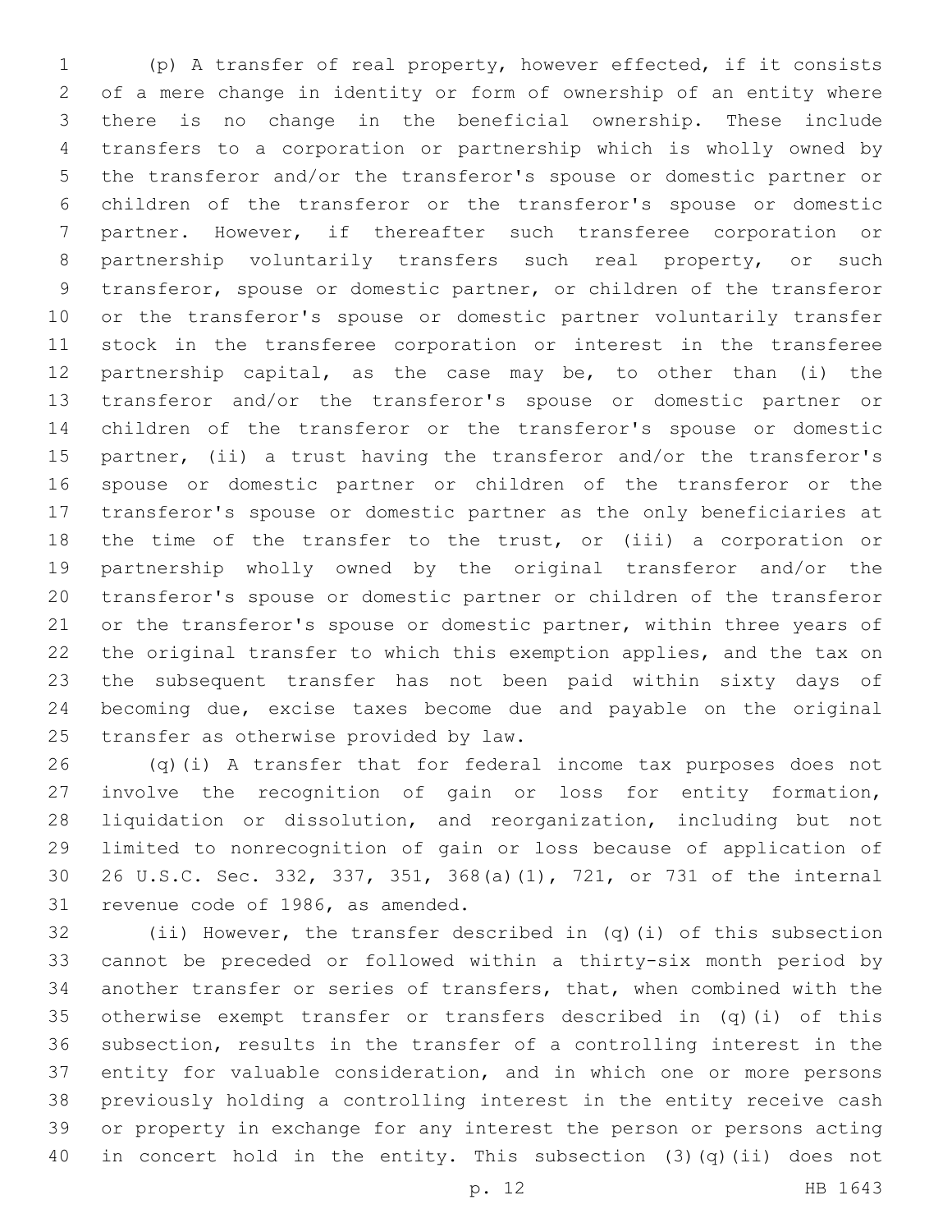(p) A transfer of real property, however effected, if it consists of a mere change in identity or form of ownership of an entity where there is no change in the beneficial ownership. These include transfers to a corporation or partnership which is wholly owned by the transferor and/or the transferor's spouse or domestic partner or children of the transferor or the transferor's spouse or domestic partner. However, if thereafter such transferee corporation or partnership voluntarily transfers such real property, or such transferor, spouse or domestic partner, or children of the transferor or the transferor's spouse or domestic partner voluntarily transfer stock in the transferee corporation or interest in the transferee partnership capital, as the case may be, to other than (i) the transferor and/or the transferor's spouse or domestic partner or children of the transferor or the transferor's spouse or domestic partner, (ii) a trust having the transferor and/or the transferor's spouse or domestic partner or children of the transferor or the transferor's spouse or domestic partner as the only beneficiaries at the time of the transfer to the trust, or (iii) a corporation or partnership wholly owned by the original transferor and/or the transferor's spouse or domestic partner or children of the transferor or the transferor's spouse or domestic partner, within three years of the original transfer to which this exemption applies, and the tax on the subsequent transfer has not been paid within sixty days of becoming due, excise taxes become due and payable on the original transfer as otherwise provided by law.

(q)(i) A transfer that for federal income tax purposes does not involve the recognition of gain or loss for entity formation, liquidation or dissolution, and reorganization, including but not limited to nonrecognition of gain or loss because of application of 26 U.S.C. Sec. 332, 337, 351, 368(a)(1), 721, or 731 of the internal revenue code of 1986, as amended.

(ii) However, the transfer described in (q)(i) of this subsection cannot be preceded or followed within a thirty-six month period by another transfer or series of transfers, that, when combined with the otherwise exempt transfer or transfers described in (q)(i) of this subsection, results in the transfer of a controlling interest in the entity for valuable consideration, and in which one or more persons previously holding a controlling interest in the entity receive cash or property in exchange for any interest the person or persons acting in concert hold in the entity. This subsection (3)(q)(ii) does not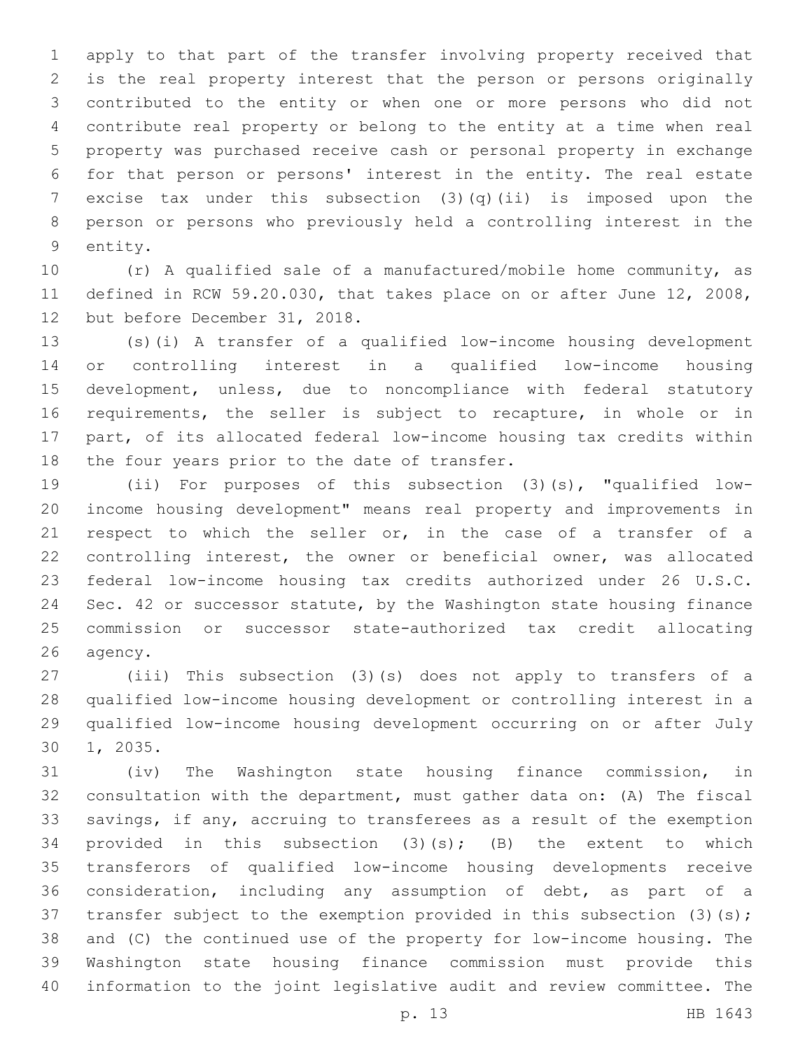apply to that part of the transfer involving property received that is the real property interest that the person or persons originally contributed to the entity or when one or more persons who did not contribute real property or belong to the entity at a time when real property was purchased receive cash or personal property in exchange for that person or persons' interest in the entity. The real estate excise tax under this subsection (3)(q)(ii) is imposed upon the person or persons who previously held a controlling interest in the entity.

(r) A qualified sale of a manufactured/mobile home community, as defined in RCW 59.20.030, that takes place on or after June 12, 2008, but before December 31, 2018.

(s)(i) A transfer of a qualified low-income housing development or controlling interest in a qualified low-income housing development, unless, due to noncompliance with federal statutory requirements, the seller is subject to recapture, in whole or in part, of its allocated federal low-income housing tax credits within the four years prior to the date of transfer.

(ii) For purposes of this subsection (3)(s), "qualified low-income housing development" means real property and improvements in respect to which the seller or, in the case of a transfer of a controlling interest, the owner or beneficial owner, was allocated federal low-income housing tax credits authorized under 26 U.S.C. Sec. 42 or successor statute, by the Washington state housing finance commission or successor state-authorized tax credit allocating agency.

(iii) This subsection (3)(s) does not apply to transfers of a qualified low-income housing development or controlling interest in a qualified low-income housing development occurring on or after July 1, 2035.

(iv) The Washington state housing finance commission, in consultation with the department, must gather data on: (A) The fiscal savings, if any, accruing to transferees as a result of the exemption provided in this subsection (3)(s); (B) the extent to which transferors of qualified low-income housing developments receive consideration, including any assumption of debt, as part of a transfer subject to the exemption provided in this subsection (3)(s); and (C) the continued use of the property for low-income housing. The Washington state housing finance commission must provide this information to the joint legislative audit and review committee. The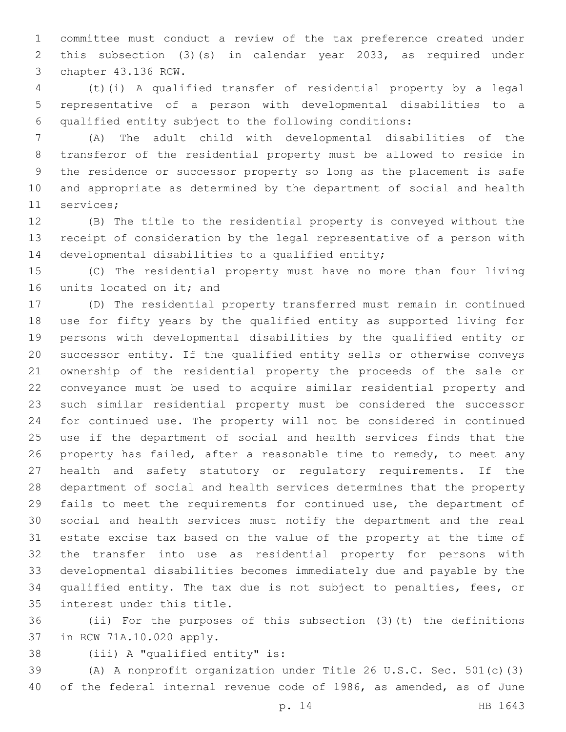committee must conduct a review of the tax preference created under this subsection (3)(s) in calendar year 2033, as required under chapter 43.136 RCW.

(t)(i) A qualified transfer of residential property by a legal representative of a person with developmental disabilities to a qualified entity subject to the following conditions:

(A) The adult child with developmental disabilities of the transferor of the residential property must be allowed to reside in the residence or successor property so long as the placement is safe and appropriate as determined by the department of social and health services;

(B) The title to the residential property is conveyed without the receipt of consideration by the legal representative of a person with developmental disabilities to a qualified entity;

(C) The residential property must have no more than four living units located on it; and

(D) The residential property transferred must remain in continued use for fifty years by the qualified entity as supported living for persons with developmental disabilities by the qualified entity or successor entity. If the qualified entity sells or otherwise conveys ownership of the residential property the proceeds of the sale or conveyance must be used to acquire similar residential property and such similar residential property must be considered the successor for continued use. The property will not be considered in continued use if the department of social and health services finds that the property has failed, after a reasonable time to remedy, to meet any health and safety statutory or regulatory requirements. If the department of social and health services determines that the property fails to meet the requirements for continued use, the department of social and health services must notify the department and the real estate excise tax based on the value of the property at the time of the transfer into use as residential property for persons with developmental disabilities becomes immediately due and payable by the qualified entity. The tax due is not subject to penalties, fees, or interest under this title.

(ii) For the purposes of this subsection (3)(t) the definitions in RCW 71A.10.020 apply.

(iii) A "qualified entity" is:

(A) A nonprofit organization under Title 26 U.S.C. Sec. 501(c)(3) of the federal internal revenue code of 1986, as amended, as of June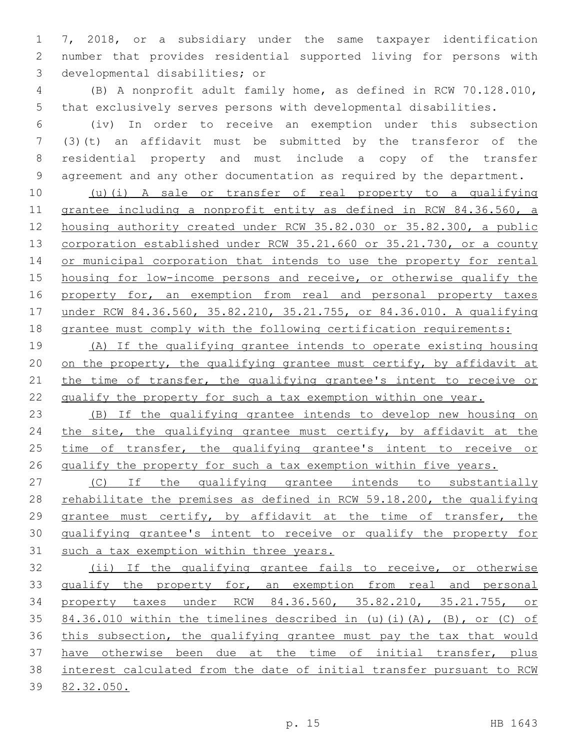7, 2018, or a subsidiary under the same taxpayer identification number that provides residential supported living for persons with developmental disabilities; or

(B) A nonprofit adult family home, as defined in RCW 70.128.010, that exclusively serves persons with developmental disabilities.

(iv) In order to receive an exemption under this subsection (3)(t) an affidavit must be submitted by the transferor of the residential property and must include a copy of the transfer agreement and any other documentation as required by the department.

(u)(i) A sale or transfer of real property to a qualifying grantee including a nonprofit entity as defined in RCW 84.36.560, a housing authority created under RCW 35.82.030 or 35.82.300, a public corporation established under RCW 35.21.660 or 35.21.730, or a county or municipal corporation that intends to use the property for rental housing for low-income persons and receive, or otherwise qualify the property for, an exemption from real and personal property taxes under RCW 84.36.560, 35.82.210, 35.21.755, or 84.36.010. A qualifying grantee must comply with the following certification requirements:

(A) If the qualifying grantee intends to operate existing housing on the property, the qualifying grantee must certify, by affidavit at the time of transfer, the qualifying grantee's intent to receive or qualify the property for such a tax exemption within one year.

(B) If the qualifying grantee intends to develop new housing on the site, the qualifying grantee must certify, by affidavit at the time of transfer, the qualifying grantee's intent to receive or qualify the property for such a tax exemption within five years.

(C) If the qualifying grantee intends to substantially rehabilitate the premises as defined in RCW 59.18.200, the qualifying grantee must certify, by affidavit at the time of transfer, the qualifying grantee's intent to receive or qualify the property for such a tax exemption within three years.

(ii) If the qualifying grantee fails to receive, or otherwise qualify the property for, an exemption from real and personal property taxes under RCW 84.36.560, 35.82.210, 35.21.755, or 84.36.010 within the timelines described in (u)(i)(A), (B), or (C) of this subsection, the qualifying grantee must pay the tax that would have otherwise been due at the time of initial transfer, plus interest calculated from the date of initial transfer pursuant to RCW 82.32.050.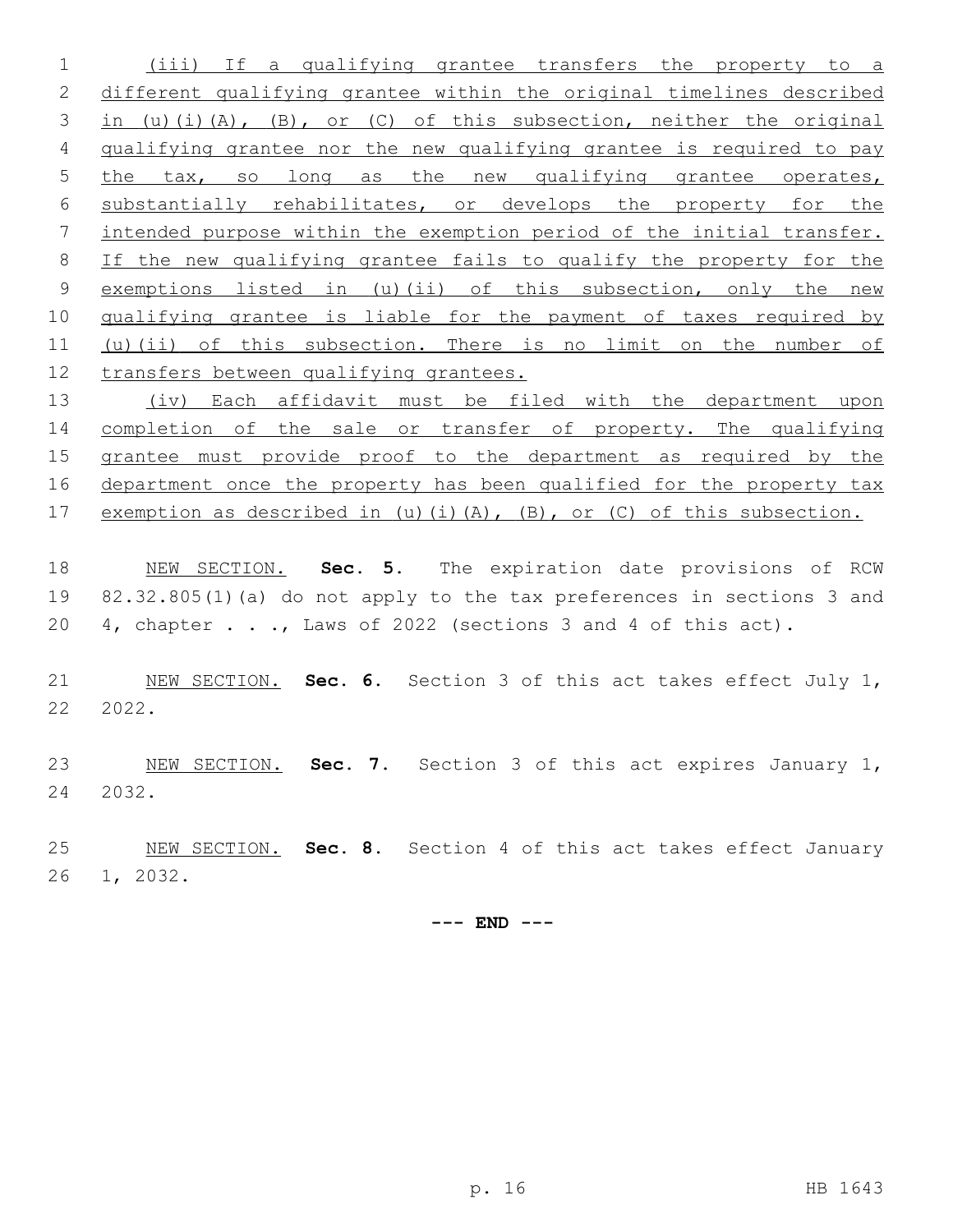(iii) If a qualifying grantee transfers the property to a different qualifying grantee within the original timelines described in (u)(i)(A), (B), or (C) of this subsection, neither the original qualifying grantee nor the new qualifying grantee is required to pay the tax, so long as the new qualifying grantee operates, substantially rehabilitates, or develops the property for the intended purpose within the exemption period of the initial transfer. If the new qualifying grantee fails to qualify the property for the exemptions listed in (u)(ii) of this subsection, only the new qualifying grantee is liable for the payment of taxes required by (u)(ii) of this subsection. There is no limit on the number of transfers between qualifying grantees.

(iv) Each affidavit must be filed with the department upon completion of the sale or transfer of property. The qualifying grantee must provide proof to the department as required by the department once the property has been qualified for the property tax exemption as described in (u)(i)(A), (B), or (C) of this subsection.

NEW SECTION. **Sec. 5.** The expiration date provisions of RCW 82.32.805(1)(a) do not apply to the tax preferences in sections 3 and 4, chapter . . ., Laws of 2022 (sections 3 and 4 of this act).

NEW SECTION. **Sec. 6.** Section 3 of this act takes effect July 1, 2022.

NEW SECTION. **Sec. 7.** Section 3 of this act expires January 1, 2032.

NEW SECTION. **Sec. 8.** Section 4 of this act takes effect January 1, 2032.

**--- END ---**